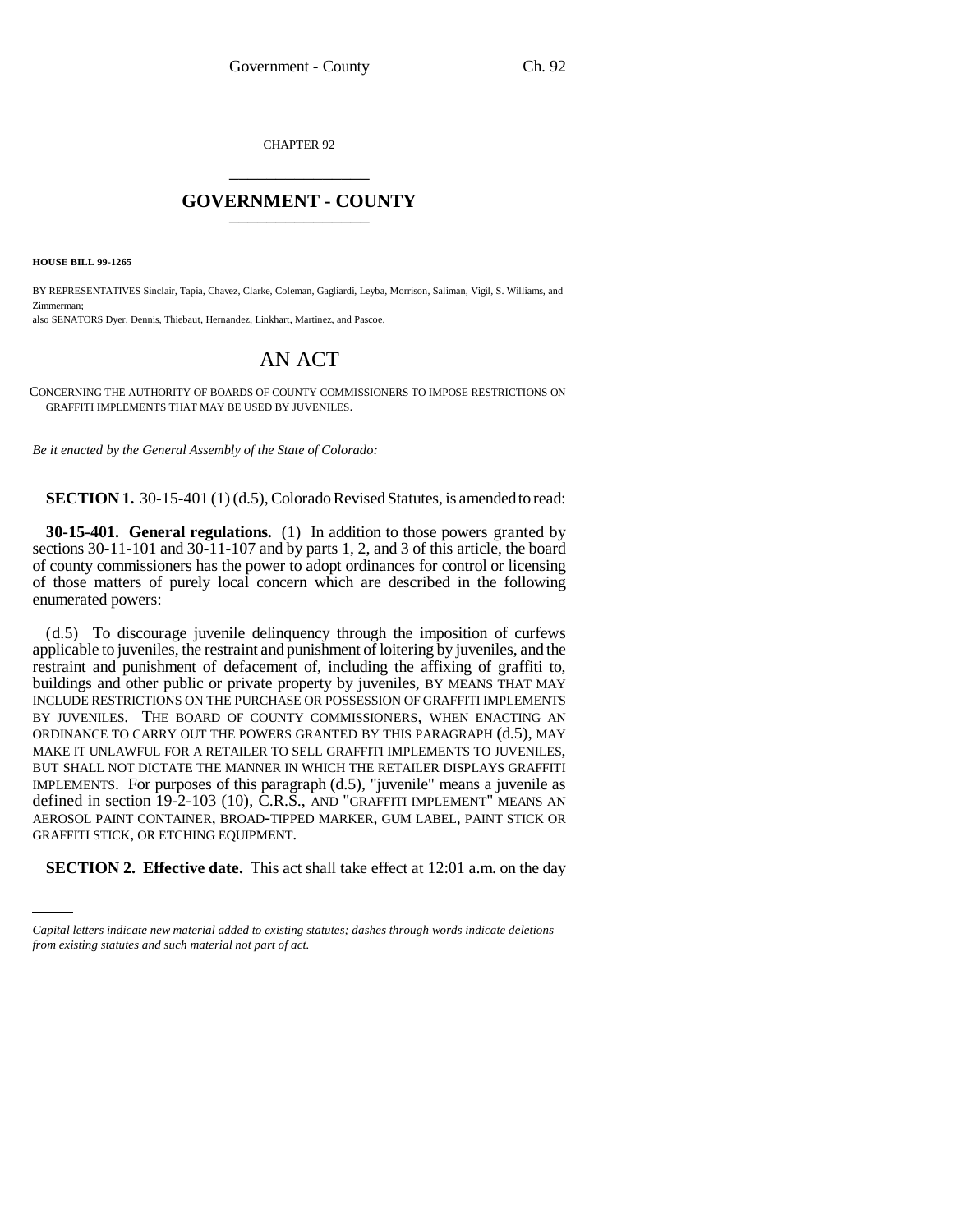CHAPTER 92

## GOVERNMENT - COUNTY

**HOUSE BILL 99-1265**

BY REPRESENTATIVES Sinclair, Tapia, Chavez, Clarke, Coleman, Gagliardi, Leyba, Morrison, Saliman, Vigil, S. Williams, and Zimmerman;
also SENATORS Dyer, Dennis, Thiebaut, Hernandez, Linkhart, Martinez, and Pascoe.

# AN ACT

CONCERNING THE AUTHORITY OF BOARDS OF COUNTY COMMISSIONERS TO IMPOSE RESTRICTIONS ON GRAFFITI IMPLEMENTS THAT MAY BE USED BY JUVENILES.

*Be it enacted by the General Assembly of the State of Colorado:*

**SECTION 1.** 30-15-401 (1) (d.5), Colorado Revised Statutes, is amended to read:

**30-15-401. General regulations.** (1) In addition to those powers granted by sections 30-11-101 and 30-11-107 and by parts 1, 2, and 3 of this article, the board of county commissioners has the power to adopt ordinances for control or licensing of those matters of purely local concern which are described in the following enumerated powers:

(d.5) To discourage juvenile delinquency through the imposition of curfews applicable to juveniles, the restraint and punishment of loitering by juveniles, and the restraint and punishment of defacement of, including the affixing of graffiti to, buildings and other public or private property by juveniles, BY MEANS THAT MAY INCLUDE RESTRICTIONS ON THE PURCHASE OR POSSESSION OF GRAFFITI IMPLEMENTS BY JUVENILES. THE BOARD OF COUNTY COMMISSIONERS, WHEN ENACTING AN ORDINANCE TO CARRY OUT THE POWERS GRANTED BY THIS PARAGRAPH (d.5), MAY MAKE IT UNLAWFUL FOR A RETAILER TO SELL GRAFFITI IMPLEMENTS TO JUVENILES, BUT SHALL NOT DICTATE THE MANNER IN WHICH THE RETAILER DISPLAYS GRAFFITI IMPLEMENTS. For purposes of this paragraph (d.5), "juvenile" means a juvenile as defined in section 19-2-103 (10), C.R.S., AND "GRAFFITI IMPLEMENT" MEANS AN AEROSOL PAINT CONTAINER, BROAD-TIPPED MARKER, GUM LABEL, PAINT STICK OR GRAFFITI STICK, OR ETCHING EQUIPMENT.

**SECTION 2. Effective date.** This act shall take effect at 12:01 a.m. on the day

*Capital letters indicate new material added to existing statutes; dashes through words indicate deletions from existing statutes and such material not part of act.*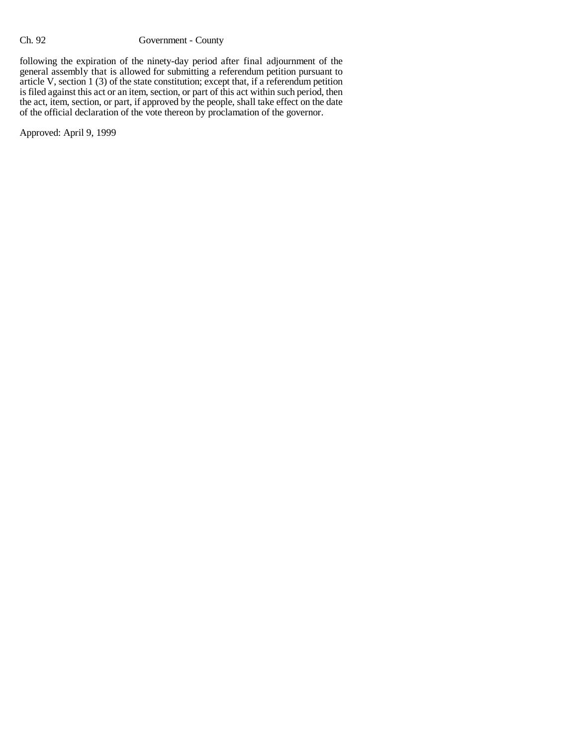following the expiration of the ninety-day period after final adjournment of the general assembly that is allowed for submitting a referendum petition pursuant to article V, section 1 (3) of the state constitution; except that, if a referendum petition is filed against this act or an item, section, or part of this act within such period, then the act, item, section, or part, if approved by the people, shall take effect on the date of the official declaration of the vote thereon by proclamation of the governor.

Approved: April 9, 1999